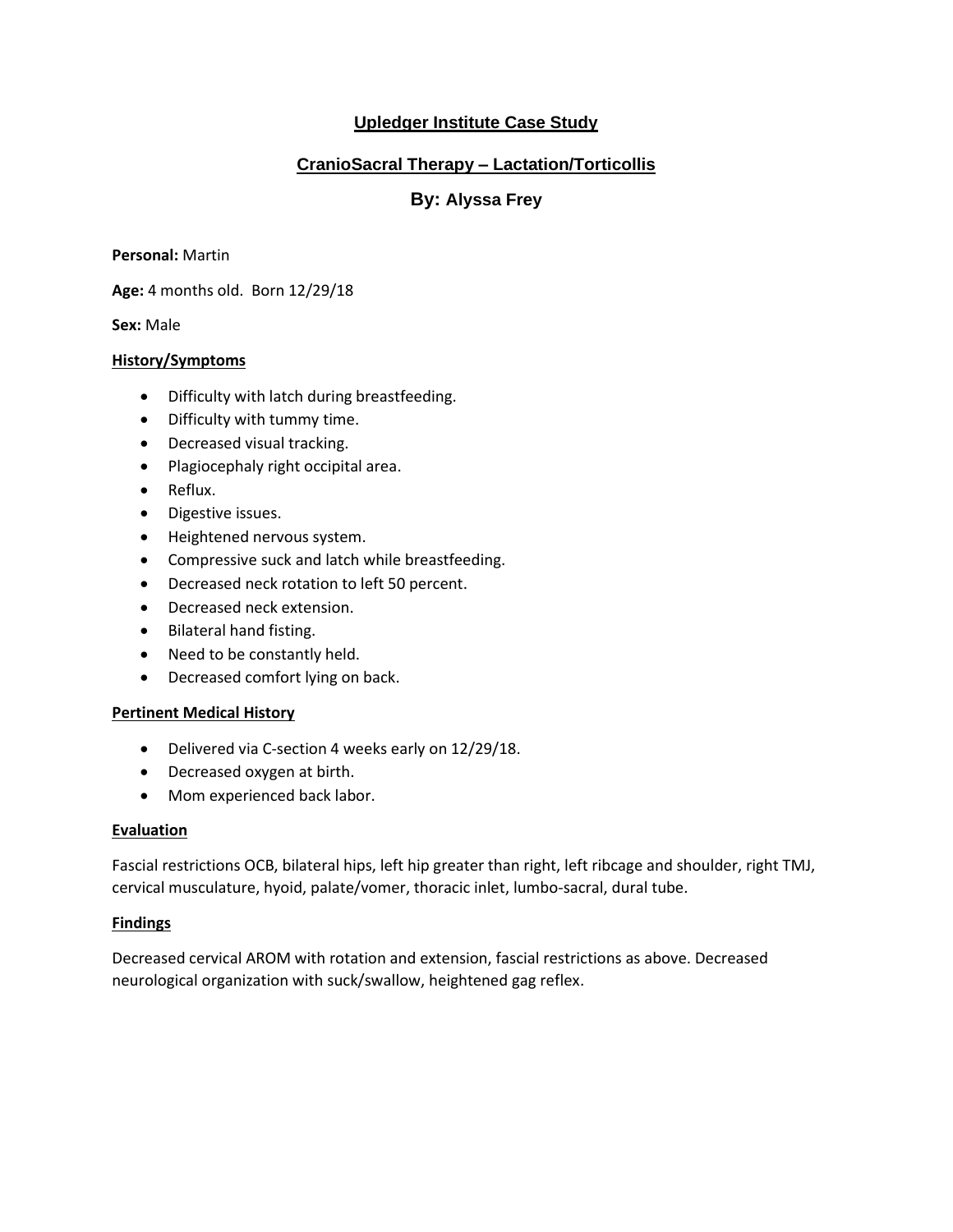# Upledger Institute Case Study

## CranioSacral Therapy – Lactation/Torticollis

### By: Alyssa Frey

**Personal:** Martin

**Age:** 4 months old. Born 12/29/18

**Sex:** Male

**History/Symptoms**

- Difficulty with latch during breastfeeding.
- Difficulty with tummy time.
- Decreased visual tracking.
- Plagiocephaly right occipital area.
- Reflux.
- Digestive issues.
- Heightened nervous system.
- Compressive suck and latch while breastfeeding.
- Decreased neck rotation to left 50 percent.
- Decreased neck extension.
- Bilateral hand fisting.
- Need to be constantly held.
- Decreased comfort lying on back.

**Pertinent Medical History**

- Delivered via C-section 4 weeks early on 12/29/18.
- Decreased oxygen at birth.
- Mom experienced back labor.

**Evaluation**

Fascial restrictions OCB, bilateral hips, left hip greater than right, left ribcage and shoulder, right TMJ, cervical musculature, hyoid, palate/vomer, thoracic inlet, lumbo-sacral, dural tube.

**Findings**

Decreased cervical AROM with rotation and extension, fascial restrictions as above. Decreased neurological organization with suck/swallow, heightened gag reflex.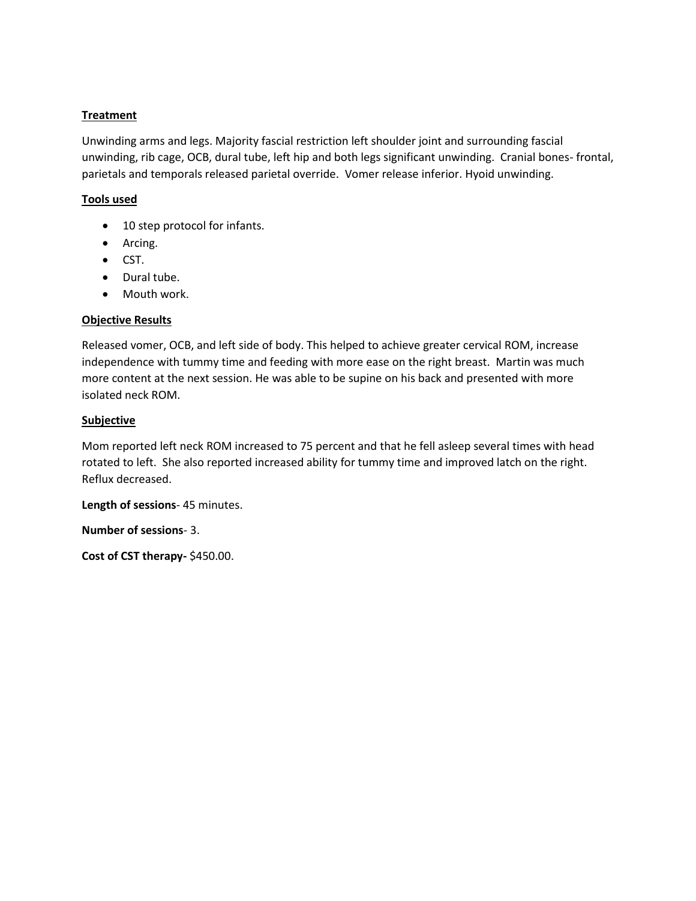**Treatment**

Unwinding arms and legs. Majority fascial restriction left shoulder joint and surrounding fascial unwinding, rib cage, OCB, dural tube, left hip and both legs significant unwinding. Cranial bones- frontal, parietals and temporals released parietal override. Vomer release inferior. Hyoid unwinding.

**Tools used**

- 10 step protocol for infants.
- Arcing.
- CST.
- Dural tube.
- Mouth work.

**Objective Results**

Released vomer, OCB, and left side of body. This helped to achieve greater cervical ROM, increase independence with tummy time and feeding with more ease on the right breast. Martin was much more content at the next session. He was able to be supine on his back and presented with more isolated neck ROM.

**Subjective**

Mom reported left neck ROM increased to 75 percent and that he fell asleep several times with head rotated to left. She also reported increased ability for tummy time and improved latch on the right. Reflux decreased.

**Length of sessions**- 45 minutes.

**Number of sessions**- 3.

**Cost of CST therapy-** $450.00.